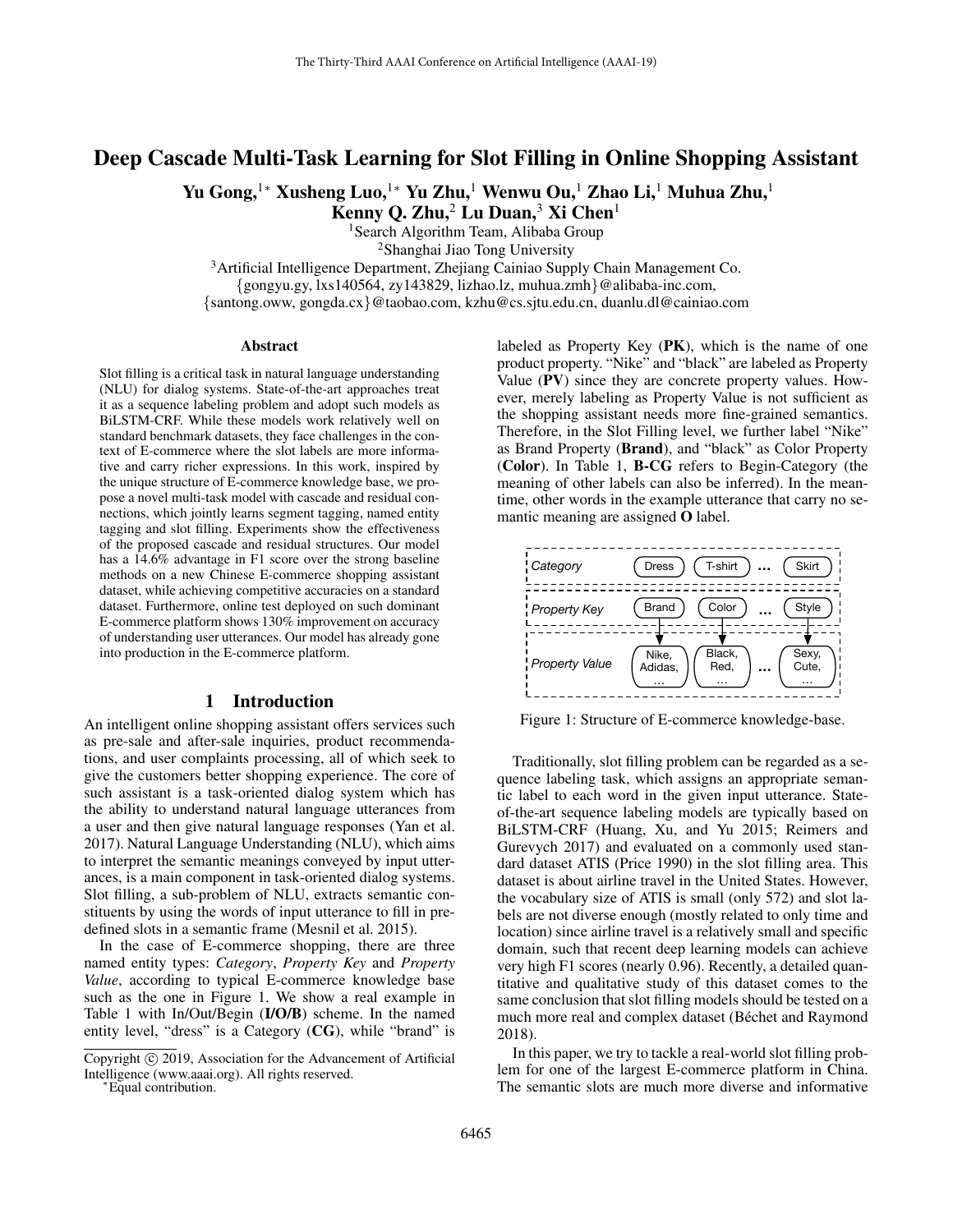# Deep Cascade Multi-Task Learning for Slot Filling in Online Shopping Assistant

**Yu Gong,[1*] Xusheng Luo,[1*] Yu Zhu,[1] Wenwu Ou,[1] Zhao Li,[1] Muhua Zhu,[1] Kenny Q. Zhu,[2] Lu Duan,[3] Xi Chen[1]**

[1]Search Algorithm Team, Alibaba Group
[2]Shanghai Jiao Tong University
[3]Artificial Intelligence Department, Zhejiang Cainiao Supply Chain Management Co.
{gongyu.gy, lxs140564, zy143829, lizhao.lz, muhua.zmh}@alibaba-inc.com,
{santong.oww, gongda.cx}@taobao.com, kzhu@cs.sjtu.edu.cn, duanlu.dl@cainiao.com

## Abstract

Slot filling is a critical task in natural language understanding (NLU) for dialog systems. State-of-the-art approaches treat it as a sequence labeling problem and adopt such models as BiLSTM-CRF. While these models work relatively well on standard benchmark datasets, they face challenges in the context of E-commerce where the slot labels are more informative and carry richer expressions. In this work, inspired by the unique structure of E-commerce knowledge base, we propose a novel multi-task model with cascade and residual connections, which jointly learns segment tagging, named entity tagging and slot filling. Experiments show the effectiveness of the proposed cascade and residual structures. Our model has a 14.6% advantage in F1 score over the strong baseline methods on a new Chinese E-commerce shopping assistant dataset, while achieving competitive accuracies on a standard dataset. Furthermore, online test deployed on such dominant E-commerce platform shows 130% improvement on accuracy of understanding user utterances. Our model has already gone into production in the E-commerce platform.

## 1 Introduction

An intelligent online shopping assistant offers services such as pre-sale and after-sale inquiries, product recommendations, and user complaints processing, all of which seek to give the customers better shopping experience. The core of such assistant is a task-oriented dialog system which has the ability to understand natural language utterances from a user and then give natural language responses (Yan et al. 2017). Natural Language Understanding (NLU), which aims to interpret the semantic meanings conveyed by input utterances, is a main component in task-oriented dialog systems. Slot filling, a sub-problem of NLU, extracts semantic constituents by using the words of input utterance to fill in predefined slots in a semantic frame (Mesnil et al. 2015).

In the case of E-commerce shopping, there are three named entity types: *Category*, *Property Key* and *Property Value*, according to typical E-commerce knowledge base such as the one in Figure 1. We show a real example in Table 1 with In/Out/Begin (**I/O/B**) scheme. In the named entity level, "dress" is a Category (**CG**), while "brand" is labeled as Property Key (**PK**), which is the name of one product property. "Nike" and "black" are labeled as Property Value (**PV**) since they are concrete property values. However, merely labeling as Property Value is not sufficient as the shopping assistant needs more fine-grained semantics. Therefore, in the Slot Filling level, we further label "Nike" as Brand Property (**Brand**), and "black" as Color Property (**Color**). In Table 1, **B-CG** refers to Begin-Category (the meaning of other labels can also be inferred). In the meantime, other words in the example utterance that carry no semantic meaning are assigned **O** label.

| | | | | |
|---|---|---|---|---|
| *Category* | Dress | T-shirt | ... | Skirt |
| *Property Key* | Brand | Color | ... | Style |
| *Property Value* | Nike, Adidas, ... | Black, Red, ... | ... | Sexy, Cute, ... |

Figure 1: Structure of E-commerce knowledge-base.

Traditionally, slot filling problem can be regarded as a sequence labeling task, which assigns an appropriate semantic label to each word in the given input utterance. State-of-the-art sequence labeling models are typically based on BiLSTM-CRF (Huang, Xu, and Yu 2015; Reimers and Gurevych 2017) and evaluated on a commonly used standard dataset ATIS (Price 1990) in the slot filling area. This dataset is about airline travel in the United States. However, the vocabulary size of ATIS is small (only 572) and slot labels are not diverse enough (mostly related to only time and location) since airline travel is a relatively small and specific domain, such that recent deep learning models can achieve very high F1 scores (nearly 0.96). Recently, a detailed quantitative and qualitative study of this dataset comes to the same conclusion that slot filling models should be tested on a much more real and complex dataset (Béchet and Raymond 2018).

In this paper, we try to tackle a real-world slot filling problem for one of the largest E-commerce platform in China. The semantic slots are much more diverse and informative

Copyright © 2019, Association for the Advancement of Artificial Intelligence (www.aaai.org). All rights reserved.

*Equal contribution.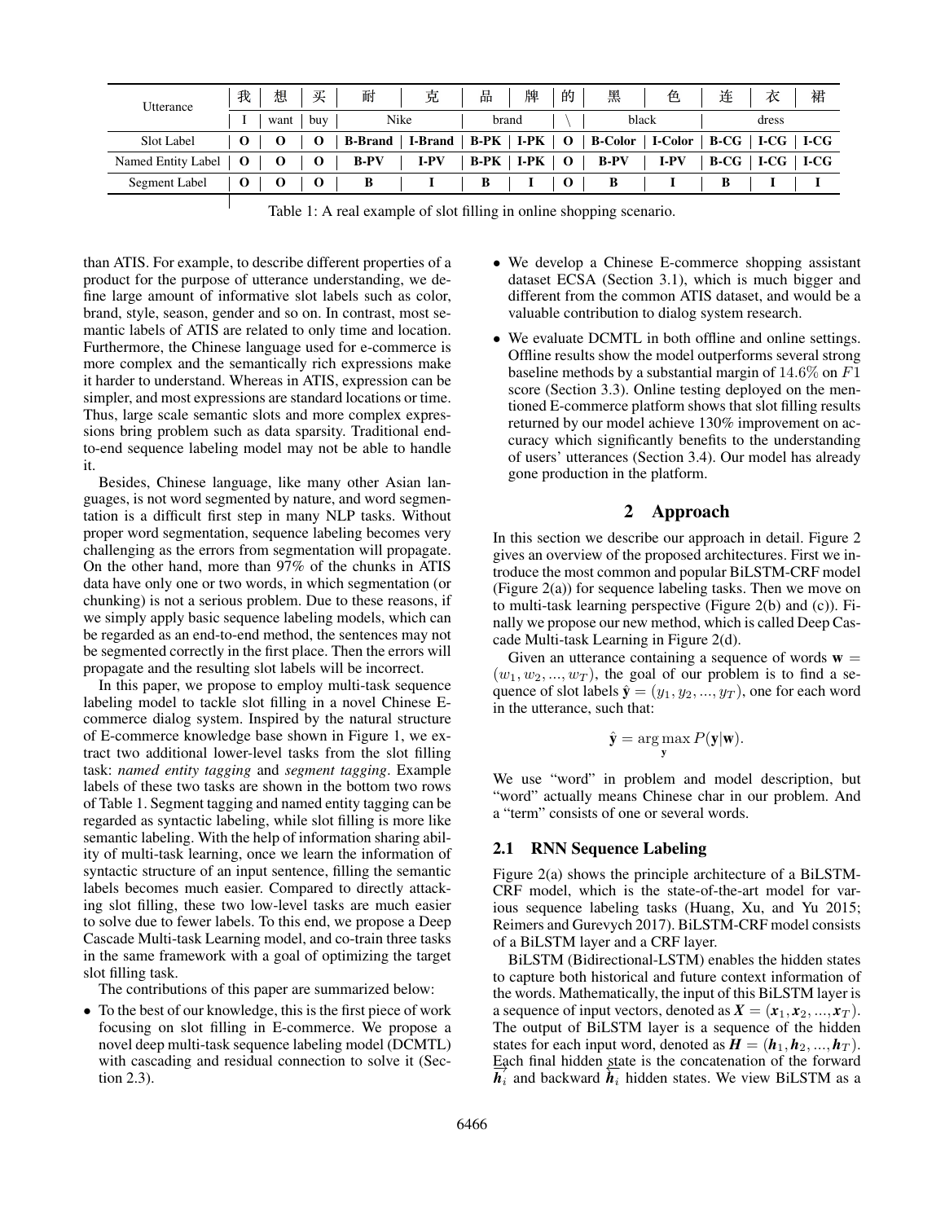| Utterance | 我 | 想 | 买 | 耐 | 克 | 品 | 牌 | 的 | 黑 | 色 | 连 | 衣 | 裙 |
|---|---|---|---|---|---|---|---|---|---|---|---|---|---|
| | I | want | buy | Nike | | brand | | \ | black | | dress | | |
| Slot Label | **O** | **O** | **O** | **B-Brand** | **I-Brand** | **B-PK** | **I-PK** | **O** | **B-Color** | **I-Color** | **B-CG** | **I-CG** | **I-CG** |
| Named Entity Label | **O** | **O** | **O** | **B-PV** | **I-PV** | **B-PK** | **I-PK** | **O** | **B-PV** | **I-PV** | **B-CG** | **I-CG** | **I-CG** |
| Segment Label | **O** | **O** | **O** | **B** | **I** | **B** | **I** | **O** | **B** | **I** | **B** | **I** | **I** |

Table 1: A real example of slot filling in online shopping scenario.

than ATIS. For example, to describe different properties of a product for the purpose of utterance understanding, we define large amount of informative slot labels such as color, brand, style, season, gender and so on. In contrast, most semantic labels of ATIS are related to only time and location. Furthermore, the Chinese language used for e-commerce is more complex and the semantically rich expressions make it harder to understand. Whereas in ATIS, expression can be simpler, and most expressions are standard locations or time. Thus, large scale semantic slots and more complex expressions bring problem such as data sparsity. Traditional end-to-end sequence labeling model may not be able to handle it.

Besides, Chinese language, like many other Asian languages, is not word segmented by nature, and word segmentation is a difficult first step in many NLP tasks. Without proper word segmentation, sequence labeling becomes very challenging as the errors from segmentation will propagate. On the other hand, more than 97% of the chunks in ATIS data have only one or two words, in which segmentation (or chunking) is not a serious problem. Due to these reasons, if we simply apply basic sequence labeling models, which can be regarded as an end-to-end method, the sentences may not be segmented correctly in the first place. Then the errors will propagate and the resulting slot labels will be incorrect.

In this paper, we propose to employ multi-task sequence labeling model to tackle slot filling in a novel Chinese E-commerce dialog system. Inspired by the natural structure of E-commerce knowledge base shown in Figure 1, we extract two additional lower-level tasks from the slot filling task: *named entity tagging* and *segment tagging*. Example labels of these two tasks are shown in the bottom two rows of Table 1. Segment tagging and named entity tagging can be regarded as syntactic labeling, while slot filling is more like semantic labeling. With the help of information sharing ability of multi-task learning, once we learn the information of syntactic structure of an input sentence, filling the semantic labels becomes much easier. Compared to directly attacking slot filling, these two low-level tasks are much easier to solve due to fewer labels. To this end, we propose a Deep Cascade Multi-task Learning model, and co-train three tasks in the same framework with a goal of optimizing the target slot filling task.

The contributions of this paper are summarized below:

- To the best of our knowledge, this is the first piece of work focusing on slot filling in E-commerce. We propose a novel deep multi-task sequence labeling model (DCMTL) with cascading and residual connection to solve it (Section 2.3).
- We develop a Chinese E-commerce shopping assistant dataset ECSA (Section 3.1), which is much bigger and different from the common ATIS dataset, and would be a valuable contribution to dialog system research.
- We evaluate DCMTL in both offline and online settings. Offline results show the model outperforms several strong baseline methods by a substantial margin of $14.6\%$ on $F1$ score (Section 3.3). Online testing deployed on the mentioned E-commerce platform shows that slot filling results returned by our model achieve 130% improvement on accuracy which significantly benefits to the understanding of users' utterances (Section 3.4). Our model has already gone production in the platform.

## 2 Approach

In this section we describe our approach in detail. Figure 2 gives an overview of the proposed architectures. First we introduce the most common and popular BiLSTM-CRF model (Figure 2(a)) for sequence labeling tasks. Then we move on to multi-task learning perspective (Figure 2(b) and (c)). Finally we propose our new method, which is called Deep Cascade Multi-task Learning in Figure 2(d).

Given an utterance containing a sequence of words $\mathbf{w} = (w_1, w_2, ..., w_T)$, the goal of our problem is to find a sequence of slot labels $\hat{\mathbf{y}} = (y_1, y_2, ..., y_T)$, one for each word in the utterance, such that:

$$\hat{\mathbf{y}} = \arg\max_{\mathbf{y}} P(\mathbf{y}|\mathbf{w}).$$

We use "word" in problem and model description, but "word" actually means Chinese char in our problem. And a "term" consists of one or several words.

### 2.1 RNN Sequence Labeling

Figure 2(a) shows the principle architecture of a BiLSTM-CRF model, which is the state-of-the-art model for various sequence labeling tasks (Huang, Xu, and Yu 2015; Reimers and Gurevych 2017). BiLSTM-CRF model consists of a BiLSTM layer and a CRF layer.

BiLSTM (Bidirectional-LSTM) enables the hidden states to capture both historical and future context information of the words. Mathematically, the input of this BiLSTM layer is a sequence of input vectors, denoted as $\boldsymbol{X} = (\boldsymbol{x}_1, \boldsymbol{x}_2, ..., \boldsymbol{x}_T)$. The output of BiLSTM layer is a sequence of the hidden states for each input word, denoted as $\boldsymbol{H} = (\boldsymbol{h}_1, \boldsymbol{h}_2, ..., \boldsymbol{h}_T)$. Each final hidden state is the concatenation of the forward $\overrightarrow{\boldsymbol{h}_i}$ and backward $\overleftarrow{\boldsymbol{h}_i}$ hidden states. We view BiLSTM as a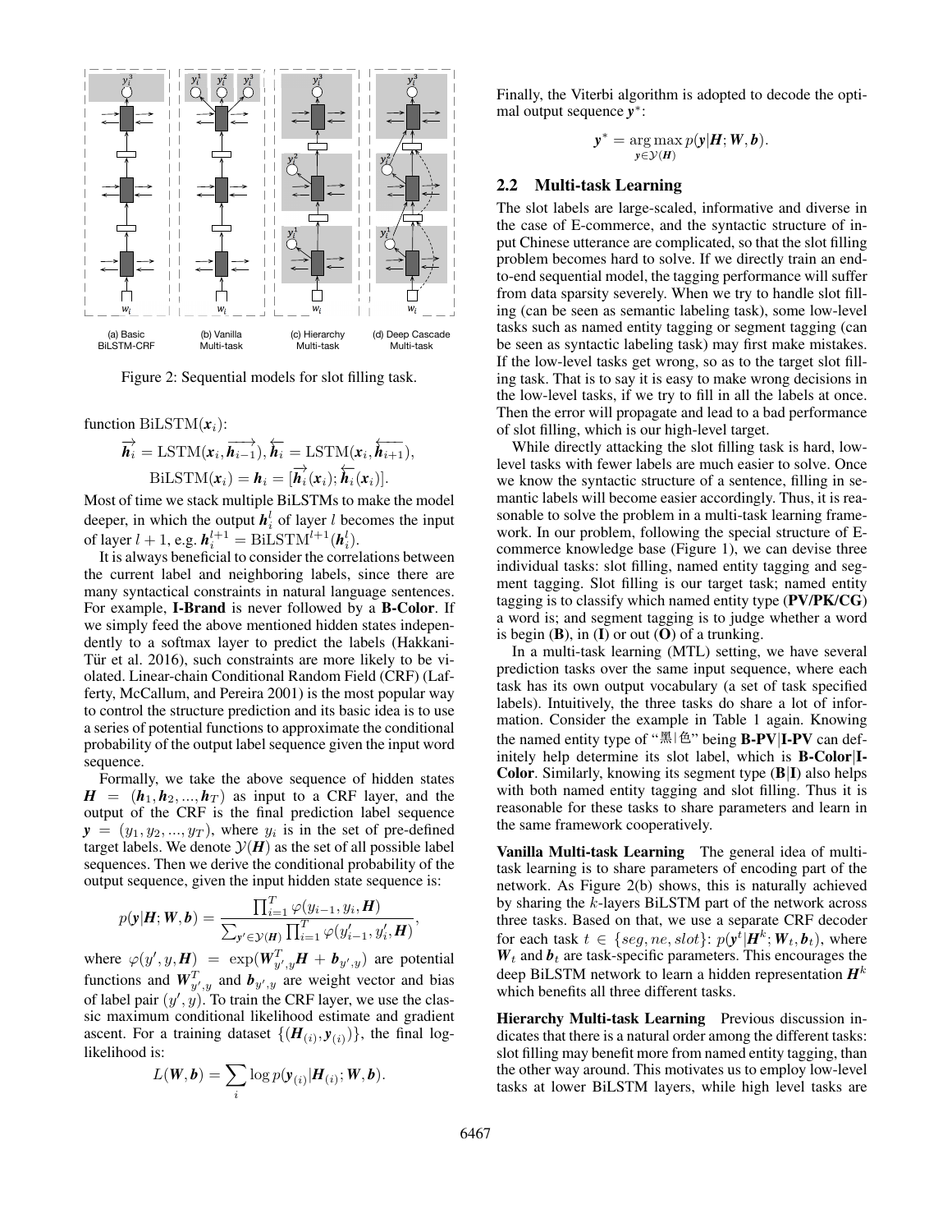(a) Basic BiLSTM-CRF

(b) Vanilla Multi-task

(c) Hierarchy Multi-task

(d) Deep Cascade Multi-task

Figure 2: Sequential models for slot filling task.

function $\text{BiLSTM}(\boldsymbol{x}_i)$:

$$\overrightarrow{\boldsymbol{h}_i} = \text{LSTM}(\boldsymbol{x}_i, \overrightarrow{\boldsymbol{h}_{i-1}}), \overleftarrow{\boldsymbol{h}_i} = \text{LSTM}(\boldsymbol{x}_i, \overleftarrow{\boldsymbol{h}_{i+1}}),$$
$$\text{BiLSTM}(\boldsymbol{x}_i) = \boldsymbol{h}_i = [\overrightarrow{\boldsymbol{h}_i}(\boldsymbol{x}_i); \overleftarrow{\boldsymbol{h}_i}(\boldsymbol{x}_i)].$$

Most of time we stack multiple BiLSTMs to make the model deeper, in which the output $\boldsymbol{h}_i^l$ of layer $l$ becomes the input of layer $l+1$, e.g. $\boldsymbol{h}_i^{l+1} = \text{BiLSTM}^{l+1}(\boldsymbol{h}_i^l)$.

It is always beneficial to consider the correlations between the current label and neighboring labels, since there are many syntactical constraints in natural language sentences. For example, **I-Brand** is never followed by a **B-Color**. If we simply feed the above mentioned hidden states independently to a softmax layer to predict the labels (Hakkani-Tür et al. 2016), such constraints are more likely to be violated. Linear-chain Conditional Random Field (CRF) (Lafferty, McCallum, and Pereira 2001) is the most popular way to control the structure prediction and its basic idea is to use a series of potential functions to approximate the conditional probability of the output label sequence given the input word sequence.

Formally, we take the above sequence of hidden states $\boldsymbol{H} = (\boldsymbol{h}_1, \boldsymbol{h}_2, ..., \boldsymbol{h}_T)$ as input to a CRF layer, and the output of the CRF is the final prediction label sequence $\boldsymbol{y} = (y_1, y_2, ..., y_T)$, where $y_i$ is in the set of pre-defined target labels. We denote $\mathcal{Y}(\boldsymbol{H})$ as the set of all possible label sequences. Then we derive the conditional probability of the output sequence, given the input hidden state sequence is:

$$p(\boldsymbol{y}|\boldsymbol{H}; \boldsymbol{W}, \boldsymbol{b}) = \frac{\prod_{i=1}^{T} \varphi(y_{i-1}, y_i, \boldsymbol{H})}{\sum_{\boldsymbol{y}' \in \mathcal{Y}(\boldsymbol{H})} \prod_{i=1}^{T} \varphi(y'_{i-1}, y'_i, \boldsymbol{H})},$$

where $\varphi(y', y, \boldsymbol{H}) = \exp(\boldsymbol{W}_{y',y}^T \boldsymbol{H} + \boldsymbol{b}_{y',y})$ are potential functions and $\boldsymbol{W}_{y',y}^T$ and $\boldsymbol{b}_{y',y}$ are weight vector and bias of label pair $(y', y)$. To train the CRF layer, we use the classic maximum conditional likelihood estimate and gradient ascent. For a training dataset $\{(\boldsymbol{H}_{(i)}, \boldsymbol{y}_{(i)})\}$, the final log-likelihood is:

$$L(\boldsymbol{W}, \boldsymbol{b}) = \sum_i \log p(\boldsymbol{y}_{(i)}|\boldsymbol{H}_{(i)}; \boldsymbol{W}, \boldsymbol{b}).$$

Finally, the Viterbi algorithm is adopted to decode the optimal output sequence $\boldsymbol{y}^*$:

$$\boldsymbol{y}^* = \underset{\boldsymbol{y} \in \mathcal{Y}(\boldsymbol{H})}{\arg\max}\, p(\boldsymbol{y}|\boldsymbol{H}; \boldsymbol{W}, \boldsymbol{b}).$$

## 2.2 Multi-task Learning

The slot labels are large-scaled, informative and diverse in the case of E-commerce, and the syntactic structure of input Chinese utterance are complicated, so that the slot filling problem becomes hard to solve. If we directly train an end-to-end sequential model, the tagging performance will suffer from data sparsity severely. When we try to handle slot filling (can be seen as semantic labeling task), some low-level tasks such as named entity tagging or segment tagging (can be seen as syntactic labeling task) may first make mistakes. If the low-level tasks get wrong, so as to the target slot filling task. That is to say it is easy to make wrong decisions in the low-level tasks, if we try to fill in all the labels at once. Then the error will propagate and lead to a bad performance of slot filling, which is our high-level target.

While directly attacking the slot filling task is hard, low-level tasks with fewer labels are much easier to solve. Once we know the syntactic structure of a sentence, filling in semantic labels will become easier accordingly. Thus, it is reasonable to solve the problem in a multi-task learning framework. In our problem, following the special structure of E-commerce knowledge base (Figure 1), we can devise three individual tasks: slot filling, named entity tagging and segment tagging. Slot filling is our target task; named entity tagging is to classify which named entity type (**PV/PK/CG**) a word is; and segment tagging is to judge whether a word is begin (**B**), in (**I**) or out (**O**) of a trunking.

In a multi-task learning (MTL) setting, we have several prediction tasks over the same input sequence, where each task has its own output vocabulary (a set of task specified labels). Intuitively, the three tasks do share a lot of information. Consider the example in Table 1 again. Knowing the named entity type of "黑|色" being **B-PV|I-PV** can definitely help determine its slot label, which is **B-Color|I-Color**. Similarly, knowing its segment type (**B|I**) also helps with both named entity tagging and slot filling. Thus it is reasonable for these tasks to share parameters and learn in the same framework cooperatively.

**Vanilla Multi-task Learning** The general idea of multi-task learning is to share parameters of encoding part of the network. As Figure 2(b) shows, this is naturally achieved by sharing the $k$-layers BiLSTM part of the network across three tasks. Based on that, we use a separate CRF decoder for each task $t \in \{seg, ne, slot\}$: $p(\boldsymbol{y}^t|\boldsymbol{H}^k; \boldsymbol{W}_t, \boldsymbol{b}_t)$, where $\boldsymbol{W}_t$ and $\boldsymbol{b}_t$ are task-specific parameters. This encourages the deep BiLSTM network to learn a hidden representation $\boldsymbol{H}^k$ which benefits all three different tasks.

**Hierarchy Multi-task Learning** Previous discussion indicates that there is a natural order among the different tasks: slot filling may benefit more from named entity tagging, than the other way around. This motivates us to employ low-level tasks at lower BiLSTM layers, while high level tasks are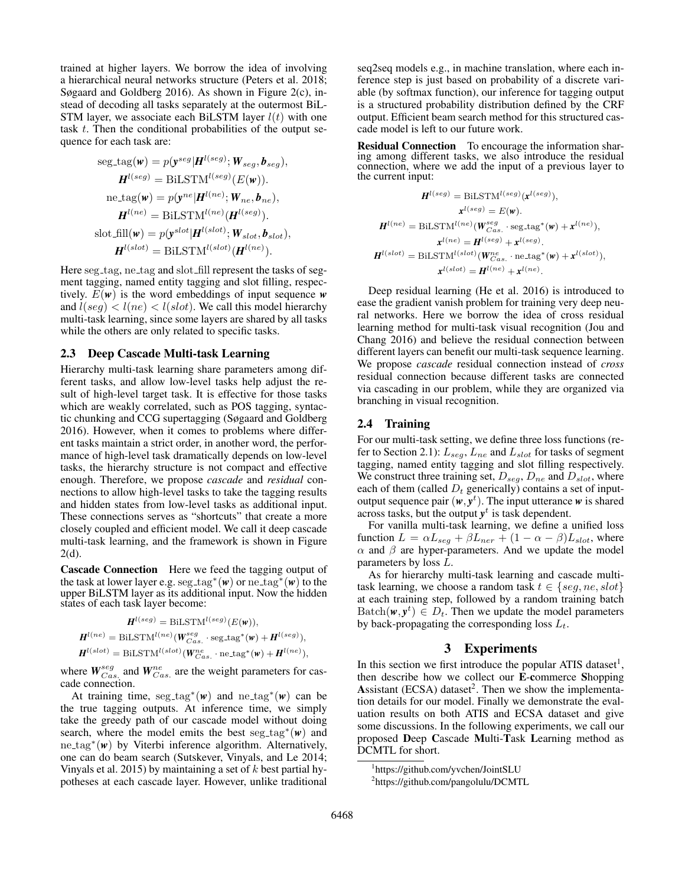trained at higher layers. We borrow the idea of involving a hierarchical neural networks structure (Peters et al. 2018; Søgaard and Goldberg 2016). As shown in Figure 2(c), instead of decoding all tasks separately at the outermost BiLSTM layer, we associate each BiLSTM layer $l(t)$ with one task $t$. Then the conditional probabilities of the output sequence for each task are:

$$\begin{aligned}
\text{seg\_tag}(\boldsymbol{w}) &= p(\boldsymbol{y}^{seg}|\boldsymbol{H}^{l(seg)}; \boldsymbol{W}_{seg}, \boldsymbol{b}_{seg}), \\
\boldsymbol{H}^{l(seg)} &= \text{BiLSTM}^{l(seg)}(E(\boldsymbol{w})). \\
\text{ne\_tag}(\boldsymbol{w}) &= p(\boldsymbol{y}^{ne}|\boldsymbol{H}^{l(ne)}; \boldsymbol{W}_{ne}, \boldsymbol{b}_{ne}), \\
\boldsymbol{H}^{l(ne)} &= \text{BiLSTM}^{l(ne)}(\boldsymbol{H}^{l(seg)}). \\
\text{slot\_fill}(\boldsymbol{w}) &= p(\boldsymbol{y}^{slot}|\boldsymbol{H}^{l(slot)}; \boldsymbol{W}_{slot}, \boldsymbol{b}_{slot}), \\
\boldsymbol{H}^{l(slot)} &= \text{BiLSTM}^{l(slot)}(\boldsymbol{H}^{l(ne)}).
\end{aligned}$$

Here seg_tag, ne_tag and slot_fill represent the tasks of segment tagging, named entity tagging and slot filling, respectively. $E(\boldsymbol{w})$ is the word embeddings of input sequence $\boldsymbol{w}$ and $l(seg) < l(ne) < l(slot)$. We call this model hierarchy multi-task learning, since some layers are shared by all tasks while the others are only related to specific tasks.

### 2.3 Deep Cascade Multi-task Learning

Hierarchy multi-task learning share parameters among different tasks, and allow low-level tasks help adjust the result of high-level target task. It is effective for those tasks which are weakly correlated, such as POS tagging, syntactic chunking and CCG supertagging (Søgaard and Goldberg 2016). However, when it comes to problems where different tasks maintain a strict order, in another word, the performance of high-level task dramatically depends on low-level tasks, the hierarchy structure is not compact and effective enough. Therefore, we propose *cascade* and *residual* connections to allow high-level tasks to take the tagging results and hidden states from low-level tasks as additional input. These connections serves as "shortcuts" that create a more closely coupled and efficient model. We call it deep cascade multi-task learning, and the framework is shown in Figure 2(d).

**Cascade Connection** Here we feed the tagging output of the task at lower layer e.g. $\text{seg\_tag}^*(\boldsymbol{w})$ or $\text{ne\_tag}^*(\boldsymbol{w})$ to the upper BiLSTM layer as its additional input. Now the hidden states of each task layer become:

$$\begin{aligned}
\boldsymbol{H}^{l(seg)} &= \text{BiLSTM}^{l(seg)}(E(\boldsymbol{w})), \\
\boldsymbol{H}^{l(ne)} &= \text{BiLSTM}^{l(ne)}(\boldsymbol{W}_{Cas.}^{seg} \cdot \text{seg\_tag}^*(\boldsymbol{w}) + \boldsymbol{H}^{l(seg)}), \\
\boldsymbol{H}^{l(slot)} &= \text{BiLSTM}^{l(slot)}(\boldsymbol{W}_{Cas.}^{ne} \cdot \text{ne\_tag}^*(\boldsymbol{w}) + \boldsymbol{H}^{l(ne)}),
\end{aligned}$$

where $\boldsymbol{W}_{Cas.}^{seg}$ and $\boldsymbol{W}_{Cas.}^{ne}$ are the weight parameters for cascade connection.

At training time, $\text{seg\_tag}^*(\boldsymbol{w})$ and $\text{ne\_tag}^*(\boldsymbol{w})$ can be the true tagging outputs. At inference time, we simply take the greedy path of our cascade model without doing search, where the model emits the best $\text{seg\_tag}^*(\boldsymbol{w})$ and $\text{ne\_tag}^*(\boldsymbol{w})$ by Viterbi inference algorithm. Alternatively, one can do beam search (Sutskever, Vinyals, and Le 2014; Vinyals et al. 2015) by maintaining a set of $k$ best partial hypotheses at each cascade layer. However, unlike traditional seq2seq models e.g., in machine translation, where each inference step is just based on probability of a discrete variable (by softmax function), our inference for tagging output is a structured probability distribution defined by the CRF output. Efficient beam search method for this structured cascade model is left to our future work.

**Residual Connection** To encourage the information sharing among different tasks, we also introduce the residual connection, where we add the input of a previous layer to the current input:

$$\begin{aligned}
\boldsymbol{H}^{l(seg)} &= \text{BiLSTM}^{l(seg)}(\boldsymbol{x}^{l(seg)}), \\
\boldsymbol{x}^{l(seg)} &= E(\boldsymbol{w}). \\
\boldsymbol{H}^{l(ne)} &= \text{BiLSTM}^{l(ne)}(\boldsymbol{W}_{Cas.}^{seg} \cdot \text{seg\_tag}^*(\boldsymbol{w}) + \boldsymbol{x}^{l(ne)}), \\
\boldsymbol{x}^{l(ne)} &= \boldsymbol{H}^{l(seg)} + \boldsymbol{x}^{l(seg)}. \\
\boldsymbol{H}^{l(slot)} &= \text{BiLSTM}^{l(slot)}(\boldsymbol{W}_{Cas.}^{ne} \cdot \text{ne\_tag}^*(\boldsymbol{w}) + \boldsymbol{x}^{l(slot)}), \\
\boldsymbol{x}^{l(slot)} &= \boldsymbol{H}^{l(ne)} + \boldsymbol{x}^{l(ne)}.
\end{aligned}$$

Deep residual learning (He et al. 2016) is introduced to ease the gradient vanish problem for training very deep neural networks. Here we borrow the idea of cross residual learning method for multi-task visual recognition (Jou and Chang 2016) and believe the residual connection between different layers can benefit our multi-task sequence learning. We propose *cascade* residual connection instead of *cross* residual connection because different tasks are connected via cascading in our problem, while they are organized via branching in visual recognition.

### 2.4 Training

For our multi-task setting, we define three loss functions (refer to Section 2.1): $L_{seg}$, $L_{ne}$ and $L_{slot}$ for tasks of segment tagging, named entity tagging and slot filling respectively. We construct three training set, $D_{seg}$, $D_{ne}$ and $D_{slot}$, where each of them (called $D_t$ generically) contains a set of input-output sequence pair $(\boldsymbol{w}, \boldsymbol{y}^t)$. The input utterance $\boldsymbol{w}$ is shared across tasks, but the output $\boldsymbol{y}^t$ is task dependent.

For vanilla multi-task learning, we define a unified loss function $L = \alpha L_{seg} + \beta L_{ner} + (1 - \alpha - \beta) L_{slot}$, where $\alpha$ and $\beta$ are hyper-parameters. And we update the model parameters by loss $L$.

As for hierarchy multi-task learning and cascade multi-task learning, we choose a random task $t \in \{seg, ne, slot\}$ at each training step, followed by a random training batch $\text{Batch}(\boldsymbol{w}, \boldsymbol{y}^t) \in D_t$. Then we update the model parameters by back-propagating the corresponding loss $L_t$.

## 3 Experiments

In this section we first introduce the popular ATIS dataset[1], then describe how we collect our **E**-**c**ommerce **S**hopping **A**ssistant (ECSA) dataset[2]. Then we show the implementation details for our model. Finally we demonstrate the evaluation results on both ATIS and ECSA dataset and give some discussions. In the following experiments, we call our proposed **D**eep **C**ascade **M**ulti-**T**ask **L**earning method as DCMTL for short.

[1] https://github.com/yvchen/JointSLU

[2] https://github.com/pangolulu/DCMTL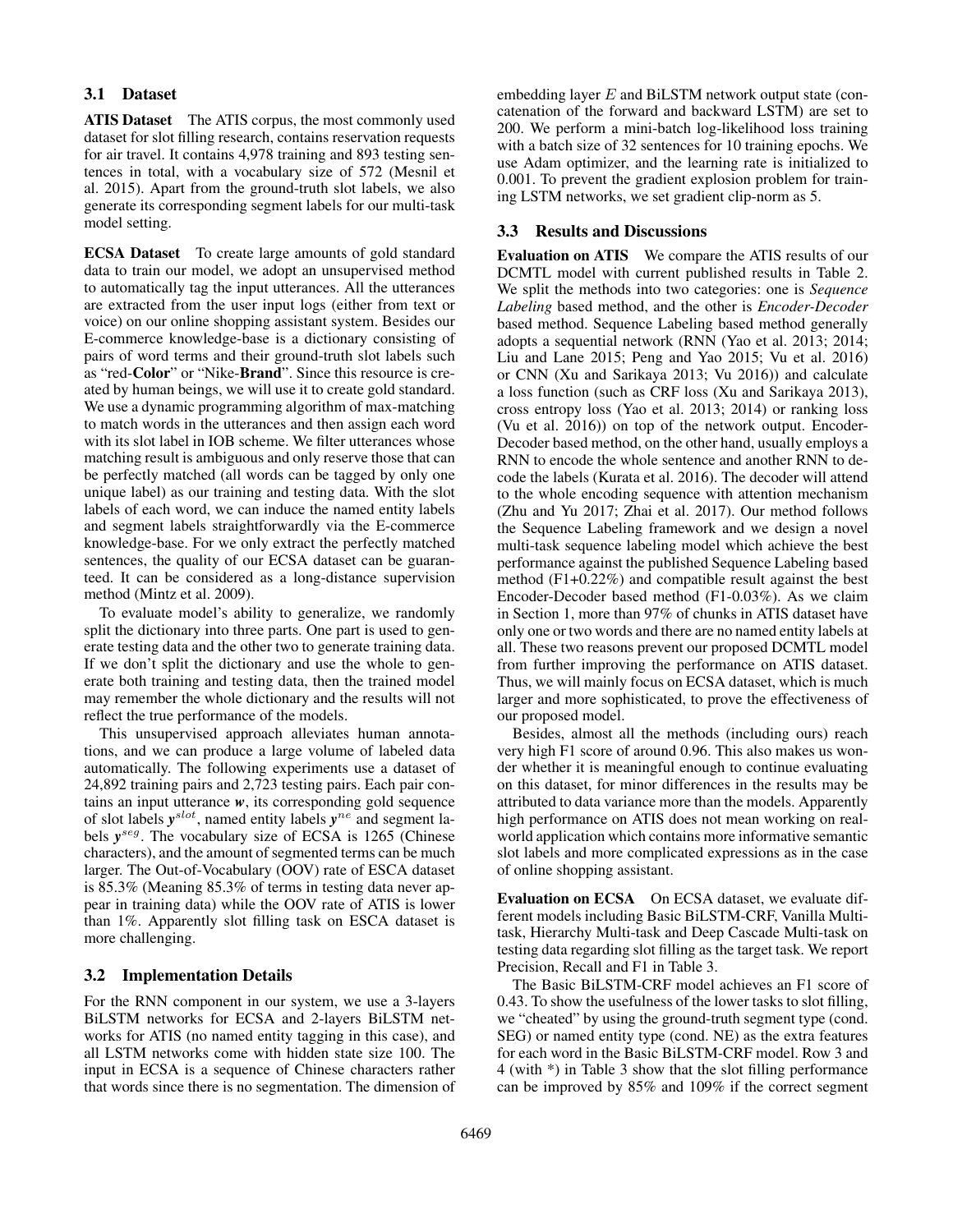### 3.1 Dataset

**ATIS Dataset** The ATIS corpus, the most commonly used dataset for slot filling research, contains reservation requests for air travel. It contains 4,978 training and 893 testing sentences in total, with a vocabulary size of 572 (Mesnil et al. 2015). Apart from the ground-truth slot labels, we also generate its corresponding segment labels for our multi-task model setting.

**ECSA Dataset** To create large amounts of gold standard data to train our model, we adopt an unsupervised method to automatically tag the input utterances. All the utterances are extracted from the user input logs (either from text or voice) on our online shopping assistant system. Besides our E-commerce knowledge-base is a dictionary consisting of pairs of word terms and their ground-truth slot labels such as "red-**Color**" or "Nike-**Brand**". Since this resource is created by human beings, we will use it to create gold standard. We use a dynamic programming algorithm of max-matching to match words in the utterances and then assign each word with its slot label in IOB scheme. We filter utterances whose matching result is ambiguous and only reserve those that can be perfectly matched (all words can be tagged by only one unique label) as our training and testing data. With the slot labels of each word, we can induce the named entity labels and segment labels straightforwardly via the E-commerce knowledge-base. For we only extract the perfectly matched sentences, the quality of our ECSA dataset can be guaranteed. It can be considered as a long-distance supervision method (Mintz et al. 2009).

To evaluate model's ability to generalize, we randomly split the dictionary into three parts. One part is used to generate testing data and the other two to generate training data. If we don't split the dictionary and use the whole to generate both training and testing data, then the trained model may remember the whole dictionary and the results will not reflect the true performance of the models.

This unsupervised approach alleviates human annotations, and we can produce a large volume of labeled data automatically. The following experiments use a dataset of 24,892 training pairs and 2,723 testing pairs. Each pair contains an input utterance $\boldsymbol{w}$, its corresponding gold sequence of slot labels $\boldsymbol{y}^{slot}$, named entity labels $\boldsymbol{y}^{ne}$ and segment labels $\boldsymbol{y}^{seg}$. The vocabulary size of ECSA is 1265 (Chinese characters), and the amount of segmented terms can be much larger. The Out-of-Vocabulary (OOV) rate of ESCA dataset is 85.3% (Meaning 85.3% of terms in testing data never appear in training data) while the OOV rate of ATIS is lower than 1%. Apparently slot filling task on ESCA dataset is more challenging.

### 3.2 Implementation Details

For the RNN component in our system, we use a 3-layers BiLSTM networks for ECSA and 2-layers BiLSTM networks for ATIS (no named entity tagging in this case), and all LSTM networks come with hidden state size 100. The input in ECSA is a sequence of Chinese characters rather that words since there is no segmentation. The dimension of embedding layer $E$ and BiLSTM network output state (concatenation of the forward and backward LSTM) are set to 200. We perform a mini-batch log-likelihood loss training with a batch size of 32 sentences for 10 training epochs. We use Adam optimizer, and the learning rate is initialized to 0.001. To prevent the gradient explosion problem for training LSTM networks, we set gradient clip-norm as 5.

### 3.3 Results and Discussions

**Evaluation on ATIS** We compare the ATIS results of our DCMTL model with current published results in Table 2. We split the methods into two categories: one is *Sequence Labeling* based method, and the other is *Encoder-Decoder* based method. Sequence Labeling based method generally adopts a sequential network (RNN (Yao et al. 2013; 2014; Liu and Lane 2015; Peng and Yao 2015; Vu et al. 2016) or CNN (Xu and Sarikaya 2013; Vu 2016)) and calculate a loss function (such as CRF loss (Xu and Sarikaya 2013), cross entropy loss (Yao et al. 2013; 2014) or ranking loss (Vu et al. 2016)) on top of the network output. Encoder-Decoder based method, on the other hand, usually employs a RNN to encode the whole sentence and another RNN to decode the labels (Kurata et al. 2016). The decoder will attend to the whole encoding sequence with attention mechanism (Zhu and Yu 2017; Zhai et al. 2017). Our method follows the Sequence Labeling framework and we design a novel multi-task sequence labeling model which achieve the best performance against the published Sequence Labeling based method (F1+0.22%) and compatible result against the best Encoder-Decoder based method (F1-0.03%). As we claim in Section 1, more than 97% of chunks in ATIS dataset have only one or two words and there are no named entity labels at all. These two reasons prevent our proposed DCMTL model from further improving the performance on ATIS dataset. Thus, we will mainly focus on ECSA dataset, which is much larger and more sophisticated, to prove the effectiveness of our proposed model.

Besides, almost all the methods (including ours) reach very high F1 score of around 0.96. This also makes us wonder whether it is meaningful enough to continue evaluating on this dataset, for minor differences in the results may be attributed to data variance more than the models. Apparently high performance on ATIS does not mean working on real-world application which contains more informative semantic slot labels and more complicated expressions as in the case of online shopping assistant.

**Evaluation on ECSA** On ECSA dataset, we evaluate different models including Basic BiLSTM-CRF, Vanilla Multi-task, Hierarchy Multi-task and Deep Cascade Multi-task on testing data regarding slot filling as the target task. We report Precision, Recall and F1 in Table 3.

The Basic BiLSTM-CRF model achieves an F1 score of 0.43. To show the usefulness of the lower tasks to slot filling, we "cheated" by using the ground-truth segment type (cond. SEG) or named entity type (cond. NE) as the extra features for each word in the Basic BiLSTM-CRF model. Row 3 and 4 (with *) in Table 3 show that the slot filling performance can be improved by 85% and 109% if the correct segment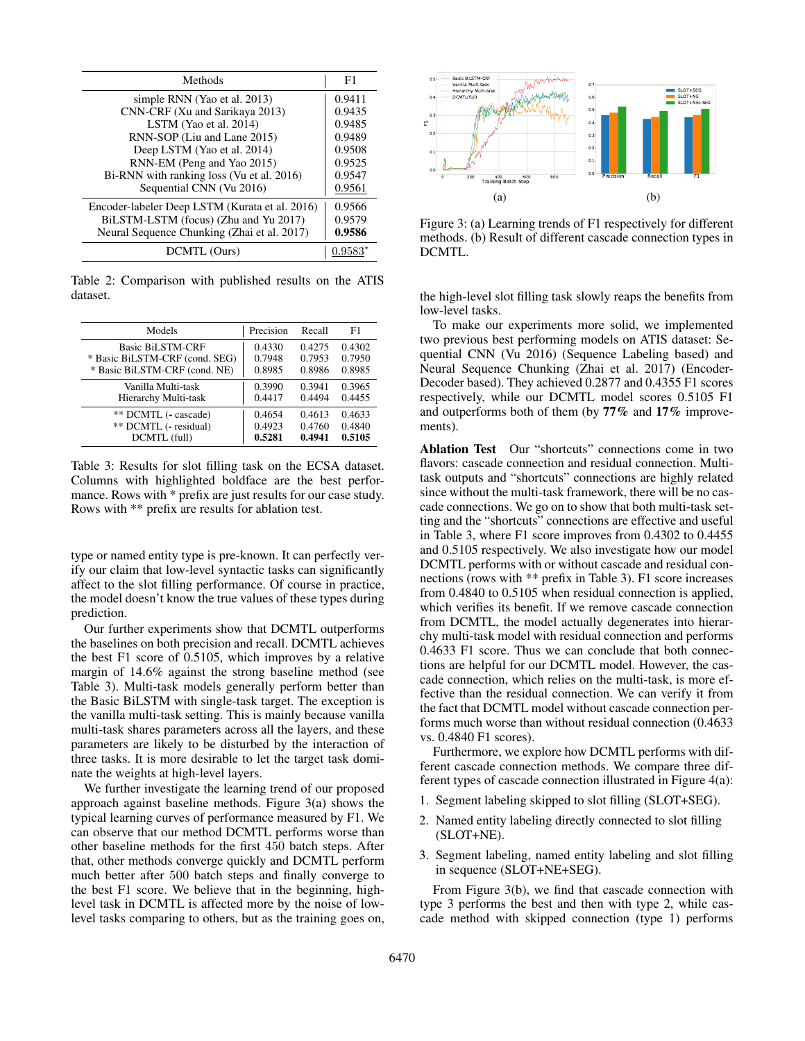| Methods | F1 |
|---|---|
| simple RNN (Yao et al. 2013) | 0.9411 |
| CNN-CRF (Xu and Sarikaya 2013) | 0.9435 |
| LSTM (Yao et al. 2014) | 0.9485 |
| RNN-SOP (Liu and Lane 2015) | 0.9489 |
| Deep LSTM (Yao et al. 2014) | 0.9508 |
| RNN-EM (Peng and Yao 2015) | 0.9525 |
| Bi-RNN with ranking loss (Vu et al. 2016) | 0.9547 |
| Sequential CNN (Vu 2016) | <u>0.9561</u> |
| Encoder-labeler Deep LSTM (Kurata et al. 2016) | 0.9566 |
| BiLSTM-LSTM (focus) (Zhu and Yu 2017) | 0.9579 |
| Neural Sequence Chunking (Zhai et al. 2017) | **0.9586** |
| DCMTL (Ours) | <u>0.9583</u>* |

Table 2: Comparison with published results on the ATIS dataset.

| Models | Precision | Recall | F1 |
|---|---|---|---|
| Basic BiLSTM-CRF | 0.4330 | 0.4275 | 0.4302 |
| * Basic BiLSTM-CRF (cond. SEG) | 0.7948 | 0.7953 | 0.7950 |
| * Basic BiLSTM-CRF (cond. NE) | 0.8985 | 0.8986 | 0.8985 |
| Vanilla Multi-task | 0.3990 | 0.3941 | 0.3965 |
| Hierarchy Multi-task | 0.4417 | 0.4494 | 0.4455 |
| ** DCMTL (- cascade) | 0.4654 | 0.4613 | 0.4633 |
| ** DCMTL (- residual) | 0.4923 | 0.4760 | 0.4840 |
| DCMTL (full) | **0.5281** | **0.4941** | **0.5105** |

Table 3: Results for slot filling task on the ECSA dataset. Columns with highlighted boldface are the best performance. Rows with * prefix are just results for our case study. Rows with ** prefix are results for ablation test.

type or named entity type is pre-known. It can perfectly verify our claim that low-level syntactic tasks can significantly affect to the slot filling performance. Of course in practice, the model doesn't know the true values of these types during prediction.

Our further experiments show that DCMTL outperforms the baselines on both precision and recall. DCMTL achieves the best F1 score of 0.5105, which improves by a relative margin of 14.6% against the strong baseline method (see Table 3). Multi-task models generally perform better than the Basic BiLSTM with single-task target. The exception is the vanilla multi-task setting. This is mainly because vanilla multi-task shares parameters across all the layers, and these parameters are likely to be disturbed by the interaction of three tasks. It is more desirable to let the target task dominate the weights at high-level layers.

We further investigate the learning trend of our proposed approach against baseline methods. Figure 3(a) shows the typical learning curves of performance measured by F1. We can observe that our method DCMTL performs worse than other baseline methods for the first 450 batch steps. After that, other methods converge quickly and DCMTL perform much better after 500 batch steps and finally converge to the best F1 score. We believe that in the beginning, high-level task in DCMTL is affected more by the noise of low-level tasks comparing to others, but as the training goes on, the high-level slot filling task slowly reaps the benefits from low-level tasks.

Figure 3: (a) Learning trends of F1 respectively for different methods. (b) Result of different cascade connection types in DCMTL.

To make our experiments more solid, we implemented two previous best performing models on ATIS dataset: Sequential CNN (Vu 2016) (Sequence Labeling based) and Neural Sequence Chunking (Zhai et al. 2017) (Encoder-Decoder based). They achieved 0.2877 and 0.4355 F1 scores respectively, while our DCMTL model scores 0.5105 F1 and outperforms both of them (by **77%** and **17%** improvements).

**Ablation Test** Our "shortcuts" connections come in two flavors: cascade connection and residual connection. Multi-task outputs and "shortcuts" connections are highly related since without the multi-task framework, there will be no cascade connections. We go on to show that both multi-task setting and the "shortcuts" connections are effective and useful in Table 3, where F1 score improves from 0.4302 to 0.4455 and 0.5105 respectively. We also investigate how our model DCMTL performs with or without cascade and residual connections (rows with ** prefix in Table 3). F1 score increases from 0.4840 to 0.5105 when residual connection is applied, which verifies its benefit. If we remove cascade connection from DCMTL, the model actually degenerates into hierarchy multi-task model with residual connection and performs 0.4633 F1 score. Thus we can conclude that both connections are helpful for our DCMTL model. However, the cascade connection, which relies on the multi-task, is more effective than the residual connection. We can verify it from the fact that DCMTL model without cascade connection performs much worse than without residual connection (0.4633 vs. 0.4840 F1 scores).

Furthermore, we explore how DCMTL performs with different cascade connection methods. We compare three different types of cascade connection illustrated in Figure 4(a):

1. Segment labeling skipped to slot filling (SLOT+SEG).
2. Named entity labeling directly connected to slot filling (SLOT+NE).
3. Segment labeling, named entity labeling and slot filling in sequence (SLOT+NE+SEG).

From Figure 3(b), we find that cascade connection with type 3 performs the best and then with type 2, while cascade method with skipped connection (type 1) performs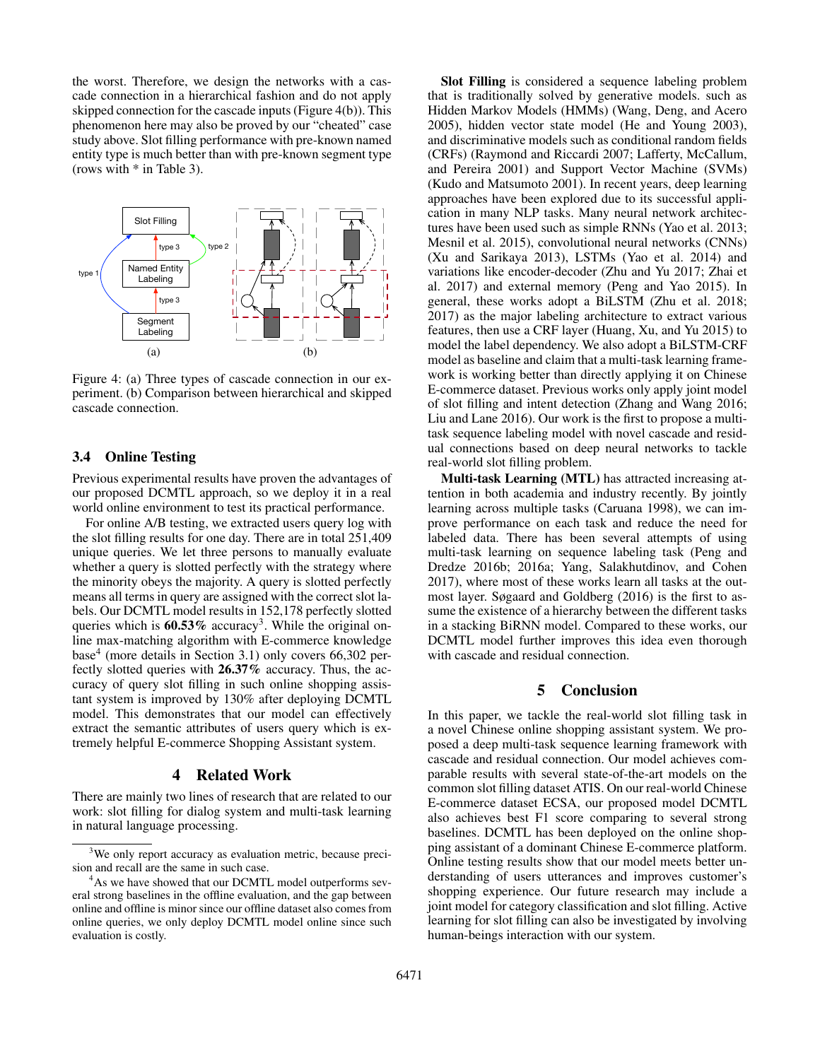the worst. Therefore, we design the networks with a cascade connection in a hierarchical fashion and do not apply skipped connection for the cascade inputs (Figure 4(b)). This phenomenon here may also be proved by our "cheated" case study above. Slot filling performance with pre-known named entity type is much better than with pre-known segment type (rows with * in Table 3).

Figure 4: (a) Three types of cascade connection in our experiment. (b) Comparison between hierarchical and skipped cascade connection.

### 3.4 Online Testing

Previous experimental results have proven the advantages of our proposed DCMTL approach, so we deploy it in a real world online environment to test its practical performance.

For online A/B testing, we extracted users query log with the slot filling results for one day. There are in total 251,409 unique queries. We let three persons to manually evaluate whether a query is slotted perfectly with the strategy where the minority obeys the majority. A query is slotted perfectly means all terms in query are assigned with the correct slot labels. Our DCMTL model results in 152,178 perfectly slotted queries which is **60.53%** accuracy[3]. While the original online max-matching algorithm with E-commerce knowledge base[4] (more details in Section 3.1) only covers 66,302 perfectly slotted queries with **26.37%** accuracy. Thus, the accuracy of query slot filling in such online shopping assistant system is improved by 130% after deploying DCMTL model. This demonstrates that our model can effectively extract the semantic attributes of users query which is extremely helpful E-commerce Shopping Assistant system.

## 4 Related Work

There are mainly two lines of research that are related to our work: slot filling for dialog system and multi-task learning in natural language processing.

**Slot Filling** is considered a sequence labeling problem that is traditionally solved by generative models. such as Hidden Markov Models (HMMs) (Wang, Deng, and Acero 2005), hidden vector state model (He and Young 2003), and discriminative models such as conditional random fields (CRFs) (Raymond and Riccardi 2007; Lafferty, McCallum, and Pereira 2001) and Support Vector Machine (SVMs) (Kudo and Matsumoto 2001). In recent years, deep learning approaches have been explored due to its successful application in many NLP tasks. Many neural network architectures have been used such as simple RNNs (Yao et al. 2013; Mesnil et al. 2015), convolutional neural networks (CNNs) (Xu and Sarikaya 2013), LSTMs (Yao et al. 2014) and variations like encoder-decoder (Zhu and Yu 2017; Zhai et al. 2017) and external memory (Peng and Yao 2015). In general, these works adopt a BiLSTM (Zhu et al. 2018; 2017) as the major labeling architecture to extract various features, then use a CRF layer (Huang, Xu, and Yu 2015) to model the label dependency. We also adopt a BiLSTM-CRF model as baseline and claim that a multi-task learning framework is working better than directly applying it on Chinese E-commerce dataset. Previous works only apply joint model of slot filling and intent detection (Zhang and Wang 2016; Liu and Lane 2016). Our work is the first to propose a multi-task sequence labeling model with novel cascade and residual connections based on deep neural networks to tackle real-world slot filling problem.

**Multi-task Learning (MTL)** has attracted increasing attention in both academia and industry recently. By jointly learning across multiple tasks (Caruana 1998), we can improve performance on each task and reduce the need for labeled data. There has been several attempts of using multi-task learning on sequence labeling task (Peng and Dredze 2016b; 2016a; Yang, Salakhutdinov, and Cohen 2017), where most of these works learn all tasks at the outmost layer. Søgaard and Goldberg (2016) is the first to assume the existence of a hierarchy between the different tasks in a stacking BiRNN model. Compared to these works, our DCMTL model further improves this idea even thorough with cascade and residual connection.

## 5 Conclusion

In this paper, we tackle the real-world slot filling task in a novel Chinese online shopping assistant system. We proposed a deep multi-task sequence learning framework with cascade and residual connection. Our model achieves comparable results with several state-of-the-art models on the common slot filling dataset ATIS. On our real-world Chinese E-commerce dataset ECSA, our proposed model DCMTL also achieves best F1 score comparing to several strong baselines. DCMTL has been deployed on the online shopping assistant of a dominant Chinese E-commerce platform. Online testing results show that our model meets better understanding of users utterances and improves customer's shopping experience. Our future research may include a joint model for category classification and slot filling. Active learning for slot filling can also be investigated by involving human-beings interaction with our system.

[3] We only report accuracy as evaluation metric, because precision and recall are the same in such case.

[4] As we have showed that our DCMTL model outperforms several strong baselines in the offline evaluation, and the gap between online and offline is minor since our offline dataset also comes from online queries, we only deploy DCMTL model online since such evaluation is costly.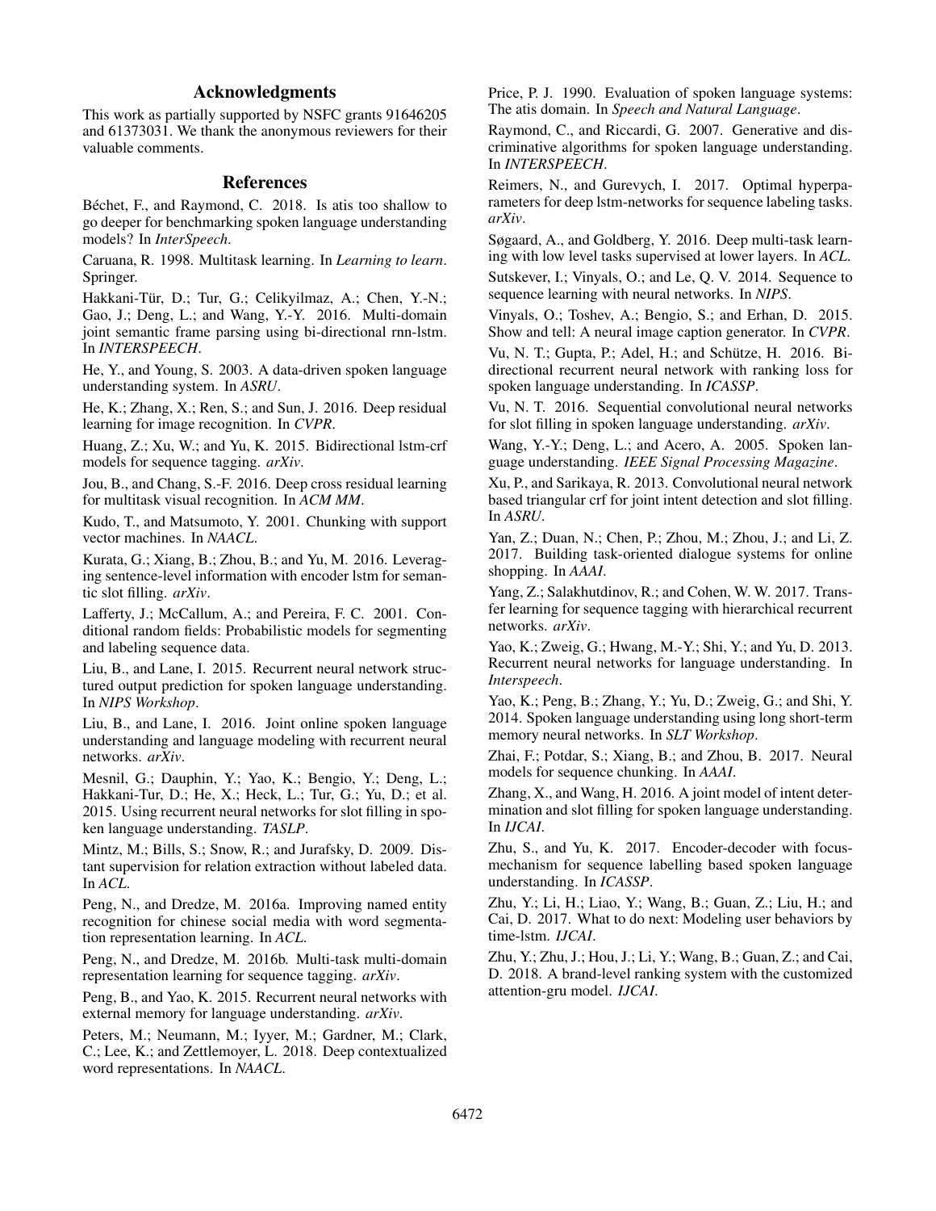## Acknowledgments

This work as partially supported by NSFC grants 91646205 and 61373031. We thank the anonymous reviewers for their valuable comments.

## References

Béchet, F., and Raymond, C. 2018. Is atis too shallow to go deeper for benchmarking spoken language understanding models? In *InterSpeech*.

Caruana, R. 1998. Multitask learning. In *Learning to learn*. Springer.

Hakkani-Tür, D.; Tur, G.; Celikyilmaz, A.; Chen, Y.-N.; Gao, J.; Deng, L.; and Wang, Y.-Y. 2016. Multi-domain joint semantic frame parsing using bi-directional rnn-lstm. In *INTERSPEECH*.

He, Y., and Young, S. 2003. A data-driven spoken language understanding system. In *ASRU*.

He, K.; Zhang, X.; Ren, S.; and Sun, J. 2016. Deep residual learning for image recognition. In *CVPR*.

Huang, Z.; Xu, W.; and Yu, K. 2015. Bidirectional lstm-crf models for sequence tagging. *arXiv*.

Jou, B., and Chang, S.-F. 2016. Deep cross residual learning for multitask visual recognition. In *ACM MM*.

Kudo, T., and Matsumoto, Y. 2001. Chunking with support vector machines. In *NAACL*.

Kurata, G.; Xiang, B.; Zhou, B.; and Yu, M. 2016. Leveraging sentence-level information with encoder lstm for semantic slot filling. *arXiv*.

Lafferty, J.; McCallum, A.; and Pereira, F. C. 2001. Conditional random fields: Probabilistic models for segmenting and labeling sequence data.

Liu, B., and Lane, I. 2015. Recurrent neural network structured output prediction for spoken language understanding. In *NIPS Workshop*.

Liu, B., and Lane, I. 2016. Joint online spoken language understanding and language modeling with recurrent neural networks. *arXiv*.

Mesnil, G.; Dauphin, Y.; Yao, K.; Bengio, Y.; Deng, L.; Hakkani-Tur, D.; He, X.; Heck, L.; Tur, G.; Yu, D.; et al. 2015. Using recurrent neural networks for slot filling in spoken language understanding. *TASLP*.

Mintz, M.; Bills, S.; Snow, R.; and Jurafsky, D. 2009. Distant supervision for relation extraction without labeled data. In *ACL*.

Peng, N., and Dredze, M. 2016a. Improving named entity recognition for chinese social media with word segmentation representation learning. In *ACL*.

Peng, N., and Dredze, M. 2016b. Multi-task multi-domain representation learning for sequence tagging. *arXiv*.

Peng, B., and Yao, K. 2015. Recurrent neural networks with external memory for language understanding. *arXiv*.

Peters, M.; Neumann, M.; Iyyer, M.; Gardner, M.; Clark, C.; Lee, K.; and Zettlemoyer, L. 2018. Deep contextualized word representations. In *NAACL*.

Price, P. J. 1990. Evaluation of spoken language systems: The atis domain. In *Speech and Natural Language*.

Raymond, C., and Riccardi, G. 2007. Generative and discriminative algorithms for spoken language understanding. In *INTERSPEECH*.

Reimers, N., and Gurevych, I. 2017. Optimal hyperparameters for deep lstm-networks for sequence labeling tasks. *arXiv*.

Søgaard, A., and Goldberg, Y. 2016. Deep multi-task learning with low level tasks supervised at lower layers. In *ACL*.

Sutskever, I.; Vinyals, O.; and Le, Q. V. 2014. Sequence to sequence learning with neural networks. In *NIPS*.

Vinyals, O.; Toshev, A.; Bengio, S.; and Erhan, D. 2015. Show and tell: A neural image caption generator. In *CVPR*.

Vu, N. T.; Gupta, P.; Adel, H.; and Schütze, H. 2016. Bi-directional recurrent neural network with ranking loss for spoken language understanding. In *ICASSP*.

Vu, N. T. 2016. Sequential convolutional neural networks for slot filling in spoken language understanding. *arXiv*.

Wang, Y.-Y.; Deng, L.; and Acero, A. 2005. Spoken language understanding. *IEEE Signal Processing Magazine*.

Xu, P., and Sarikaya, R. 2013. Convolutional neural network based triangular crf for joint intent detection and slot filling. In *ASRU*.

Yan, Z.; Duan, N.; Chen, P.; Zhou, M.; Zhou, J.; and Li, Z. 2017. Building task-oriented dialogue systems for online shopping. In *AAAI*.

Yang, Z.; Salakhutdinov, R.; and Cohen, W. W. 2017. Transfer learning for sequence tagging with hierarchical recurrent networks. *arXiv*.

Yao, K.; Zweig, G.; Hwang, M.-Y.; Shi, Y.; and Yu, D. 2013. Recurrent neural networks for language understanding. In *Interspeech*.

Yao, K.; Peng, B.; Zhang, Y.; Yu, D.; Zweig, G.; and Shi, Y. 2014. Spoken language understanding using long short-term memory neural networks. In *SLT Workshop*.

Zhai, F.; Potdar, S.; Xiang, B.; and Zhou, B. 2017. Neural models for sequence chunking. In *AAAI*.

Zhang, X., and Wang, H. 2016. A joint model of intent determination and slot filling for spoken language understanding. In *IJCAI*.

Zhu, S., and Yu, K. 2017. Encoder-decoder with focus-mechanism for sequence labelling based spoken language understanding. In *ICASSP*.

Zhu, Y.; Li, H.; Liao, Y.; Wang, B.; Guan, Z.; Liu, H.; and Cai, D. 2017. What to do next: Modeling user behaviors by time-lstm. *IJCAI*.

Zhu, Y.; Zhu, J.; Hou, J.; Li, Y.; Wang, B.; Guan, Z.; and Cai, D. 2018. A brand-level ranking system with the customized attention-gru model. *IJCAI*.